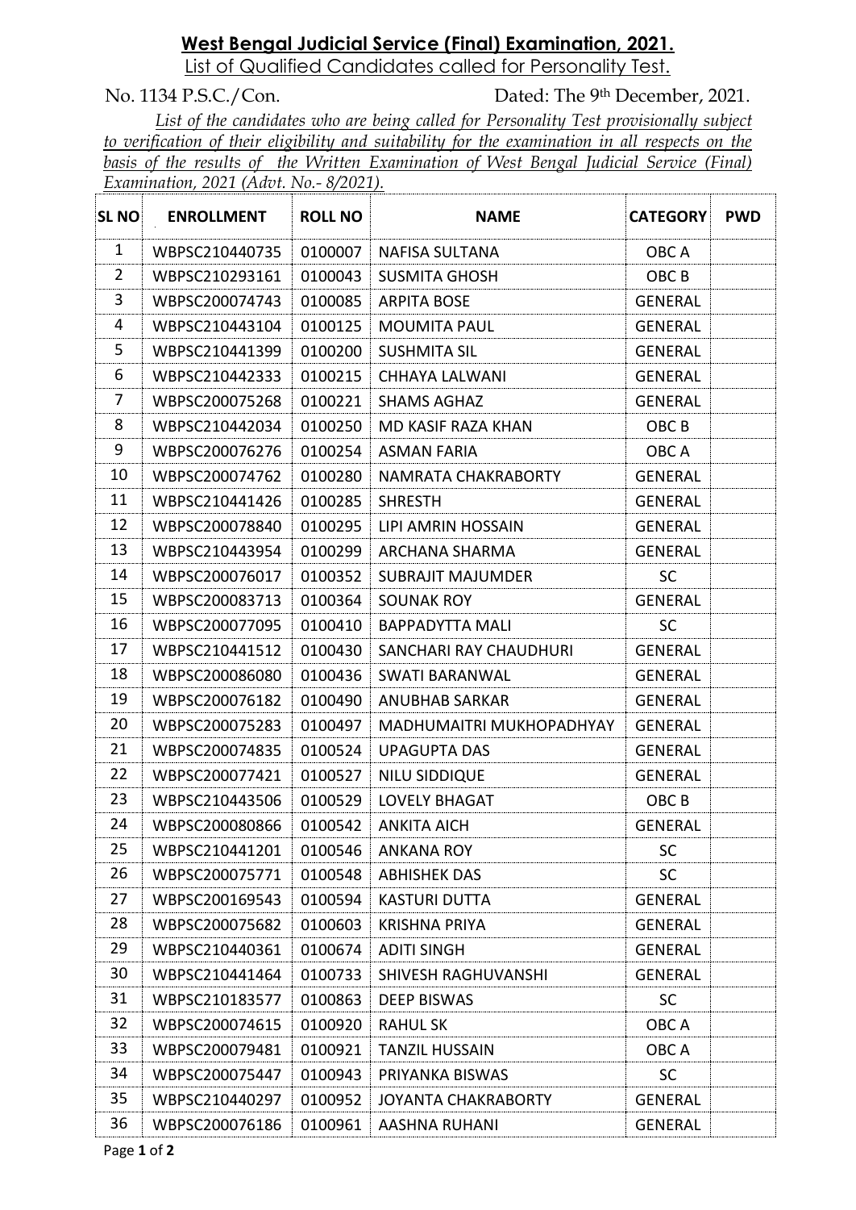# West Bengal Judicial Service (Final) Examination, 2021.

List of Qualified Candidates called for Personality Test.

No. 1134 P.S.C./Con. Dated: The 9th December, 2021.

*List of the candidates who are being called for Personality Test provisionally subject to verification of their eligibility and suitability for the examination in all respects on the basis of the results of the Written Examination of West Bengal Judicial Service (Final) Examination, 2021 (Advt. No.- 8/2021).*

| SL NO | ENROLLMENT | ROLL NO | NAME | CATEGORY | PWD |
|---|---|---|---|---|---|
| 1 | WBPSC210440735 | 0100007 | NAFISA SULTANA | OBC A | |
| 2 | WBPSC210293161 | 0100043 | SUSMITA GHOSH | OBC B | |
| 3 | WBPSC200074743 | 0100085 | ARPITA BOSE | GENERAL | |
| 4 | WBPSC210443104 | 0100125 | MOUMITA PAUL | GENERAL | |
| 5 | WBPSC210441399 | 0100200 | SUSHMITA SIL | GENERAL | |
| 6 | WBPSC210442333 | 0100215 | CHHAYA LALWANI | GENERAL | |
| 7 | WBPSC200075268 | 0100221 | SHAMS AGHAZ | GENERAL | |
| 8 | WBPSC210442034 | 0100250 | MD KASIF RAZA KHAN | OBC B | |
| 9 | WBPSC200076276 | 0100254 | ASMAN FARIA | OBC A | |
| 10 | WBPSC200074762 | 0100280 | NAMRATA CHAKRABORTY | GENERAL | |
| 11 | WBPSC210441426 | 0100285 | SHRESTH | GENERAL | |
| 12 | WBPSC200078840 | 0100295 | LIPI AMRIN HOSSAIN | GENERAL | |
| 13 | WBPSC210443954 | 0100299 | ARCHANA SHARMA | GENERAL | |
| 14 | WBPSC200076017 | 0100352 | SUBRAJIT MAJUMDER | SC | |
| 15 | WBPSC200083713 | 0100364 | SOUNAK ROY | GENERAL | |
| 16 | WBPSC200077095 | 0100410 | BAPPADYTTA MALI | SC | |
| 17 | WBPSC210441512 | 0100430 | SANCHARI RAY CHAUDHURI | GENERAL | |
| 18 | WBPSC200086080 | 0100436 | SWATI BARANWAL | GENERAL | |
| 19 | WBPSC200076182 | 0100490 | ANUBHAB SARKAR | GENERAL | |
| 20 | WBPSC200075283 | 0100497 | MADHUMAITRI MUKHOPADHYAY | GENERAL | |
| 21 | WBPSC200074835 | 0100524 | UPAGUPTA DAS | GENERAL | |
| 22 | WBPSC200077421 | 0100527 | NILU SIDDIQUE | GENERAL | |
| 23 | WBPSC210443506 | 0100529 | LOVELY BHAGAT | OBC B | |
| 24 | WBPSC200080866 | 0100542 | ANKITA AICH | GENERAL | |
| 25 | WBPSC210441201 | 0100546 | ANKANA ROY | SC | |
| 26 | WBPSC200075771 | 0100548 | ABHISHEK DAS | SC | |
| 27 | WBPSC200169543 | 0100594 | KASTURI DUTTA | GENERAL | |
| 28 | WBPSC200075682 | 0100603 | KRISHNA PRIYA | GENERAL | |
| 29 | WBPSC210440361 | 0100674 | ADITI SINGH | GENERAL | |
| 30 | WBPSC210441464 | 0100733 | SHIVESH RAGHUVANSHI | GENERAL | |
| 31 | WBPSC210183577 | 0100863 | DEEP BISWAS | SC | |
| 32 | WBPSC200074615 | 0100920 | RAHUL SK | OBC A | |
| 33 | WBPSC200079481 | 0100921 | TANZIL HUSSAIN | OBC A | |
| 34 | WBPSC200075447 | 0100943 | PRIYANKA BISWAS | SC | |
| 35 | WBPSC210440297 | 0100952 | JOYANTA CHAKRABORTY | GENERAL | |
| 36 | WBPSC200076186 | 0100961 | AASHNA RUHANI | GENERAL | |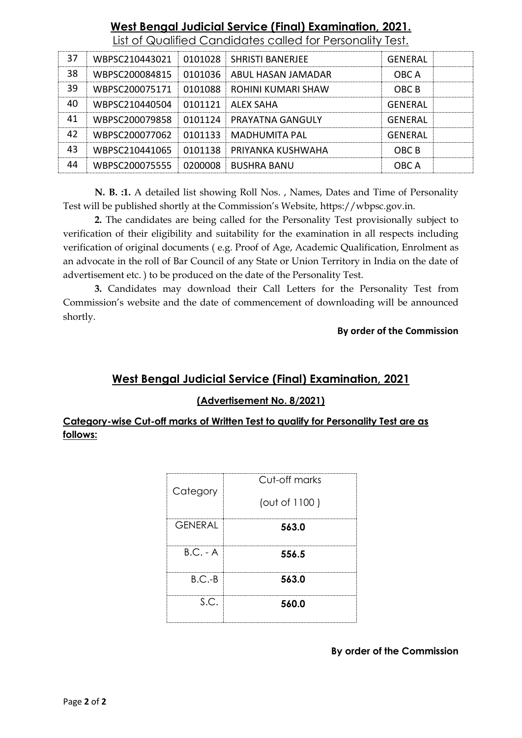## West Bengal Judicial Service (Final) Examination, 2021.

List of Qualified Candidates called for Personality Test.

| | | | | | |
|---|---|---|---|---|---|
| 37 | WBPSC210443021 | 0101028 | SHRISTI BANERJEE | GENERAL | |
| 38 | WBPSC200084815 | 0101036 | ABUL HASAN JAMADAR | OBC A | |
| 39 | WBPSC200075171 | 0101088 | ROHINI KUMARI SHAW | OBC B | |
| 40 | WBPSC210440504 | 0101121 | ALEX SAHA | GENERAL | |
| 41 | WBPSC200079858 | 0101124 | PRAYATNA GANGULY | GENERAL | |
| 42 | WBPSC200077062 | 0101133 | MADHUMITA PAL | GENERAL | |
| 43 | WBPSC210441065 | 0101138 | PRIYANKA KUSHWAHA | OBC B | |
| 44 | WBPSC200075555 | 0200008 | BUSHRA BANU | OBC A | |

**N. B. :1.** A detailed list showing Roll Nos. , Names, Dates and Time of Personality Test will be published shortly at the Commission's Website, https://wbpsc.gov.in.

**2.** The candidates are being called for the Personality Test provisionally subject to verification of their eligibility and suitability for the examination in all respects including verification of original documents ( e.g. Proof of Age, Academic Qualification, Enrolment as an advocate in the roll of Bar Council of any State or Union Territory in India on the date of advertisement etc. ) to be produced on the date of the Personality Test.

**3.** Candidates may download their Call Letters for the Personality Test from Commission's website and the date of commencement of downloading will be announced shortly.

**By order of the Commission**

## West Bengal Judicial Service (Final) Examination, 2021

**(Advertisement No. 8/2021)**

**Category-wise Cut-off marks of Written Test to qualify for Personality Test are as follows:**

| Category | Cut-off marks (out of 1100 ) |
|---|---|
| GENERAL | **563.0** |
| B.C. - A | **556.5** |
| B.C.-B | **563.0** |
| S.C. | **560.0** |

**By order of the Commission**